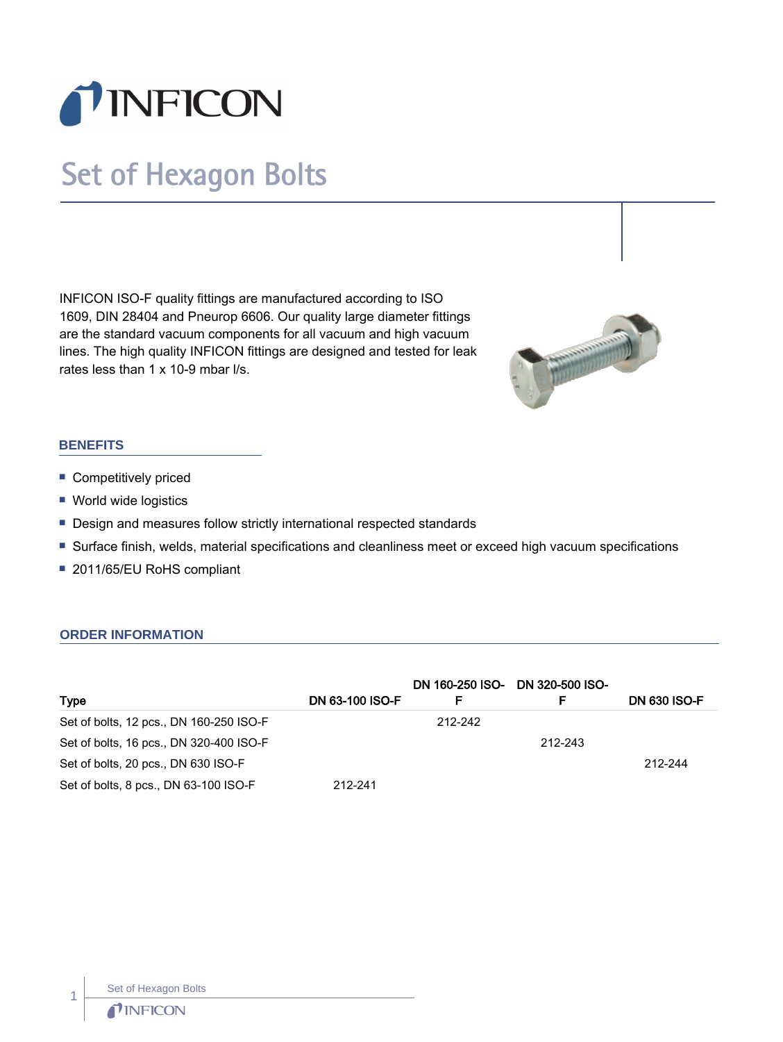# Set of Hexagon Bolts

INFICON ISO-F quality fittings are manufactured according to ISO 1609, DIN 28404 and Pneurop 6606. Our quality large diameter fittings are the standard vacuum components for all vacuum and high vacuum lines. The high quality INFICON fittings are designed and tested for leak rates less than 1 x 10-9 mbar l/s.

## BENEFITS

- Competitively priced
- World wide logistics
- Design and measures follow strictly international respected standards
- Surface finish, welds, material specifications and cleanliness meet or exceed high vacuum specifications
- 2011/65/EU RoHS compliant

## ORDER INFORMATION

| Type | DN 63-100 ISO-F | DN 160-250 ISO-F | DN 320-500 ISO-F | DN 630 ISO-F |
|---|---|---|---|---|
| Set of bolts, 12 pcs., DN 160-250 ISO-F | | 212-242 | | |
| Set of bolts, 16 pcs., DN 320-400 ISO-F | | | 212-243 | |
| Set of bolts, 20 pcs., DN 630 ISO-F | | | | 212-244 |
| Set of bolts, 8 pcs., DN 63-100 ISO-F | 212-241 | | | |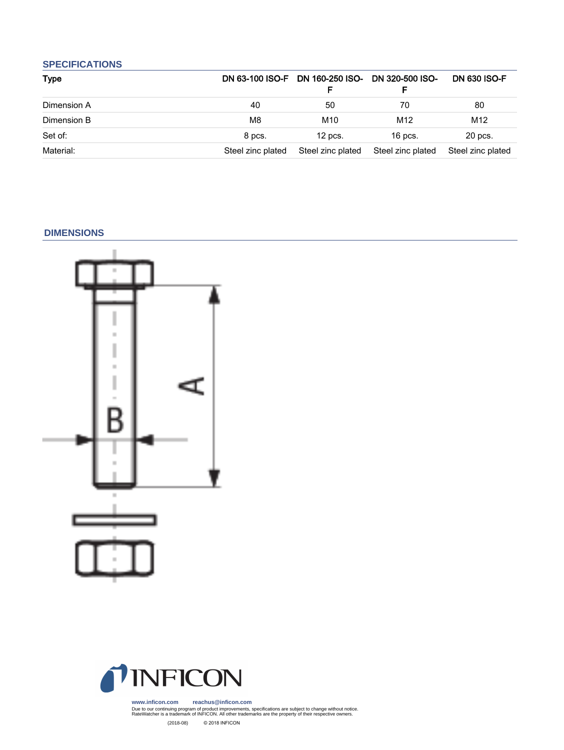## SPECIFICATIONS

| Type | DN 63-100 ISO-F | DN 160-250 ISO-F | DN 320-500 ISO-F | DN 630 ISO-F |
|---|---|---|---|---|
| Dimension A | 40 | 50 | 70 | 80 |
| Dimension B | M8 | M10 | M12 | M12 |
| Set of: | 8 pcs. | 12 pcs. | 16 pcs. | 20 pcs. |
| Material: | Steel zinc plated | Steel zinc plated | Steel zinc plated | Steel zinc plated |

## DIMENSIONS

A

B

INFICON

www.inficon.com reachus@inficon.com

Due to our continuing program of product improvements, specifications are subject to change without notice.
RateWatcher is a trademark of INFICON. All other trademarks are the property of their respective owners.

(2018-08) © 2018 INFICON